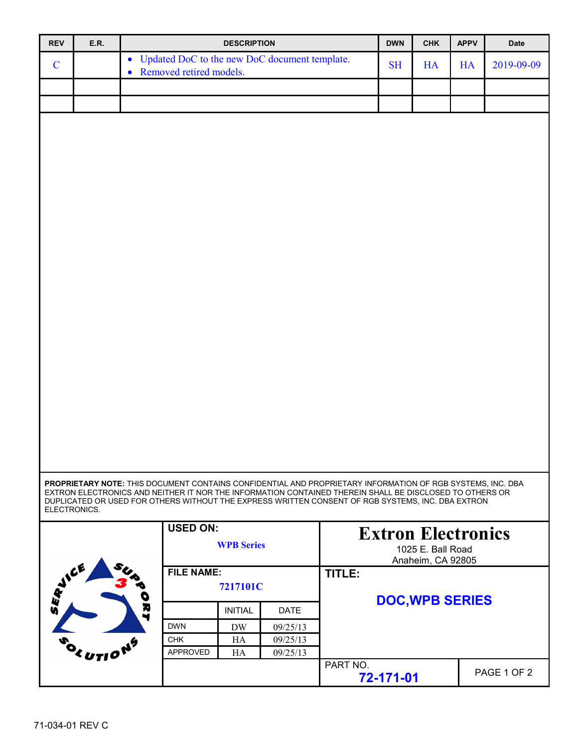| REV | E.R. | DESCRIPTION | DWN | CHK | APPV | Date |
|---|---|---|---|---|---|---|
| C | | • Updated DoC to the new DoC document template.<br>• Removed retired models. | SH | HA | HA | 2019-09-09 |
| | | | | | | |
| | | | | | | |

**PROPRIETARY NOTE:** THIS DOCUMENT CONTAINS CONFIDENTIAL AND PROPRIETARY INFORMATION OF RGB SYSTEMS, INC. DBA EXTRON ELECTRONICS AND NEITHER IT NOR THE INFORMATION CONTAINED THEREIN SHALL BE DISCLOSED TO OTHERS OR DUPLICATED OR USED FOR OTHERS WITHOUT THE EXPRESS WRITTEN CONSENT OF RGB SYSTEMS, INC. DBA EXTRON ELECTRONICS.

**USED ON:** WPB Series

**FILE NAME:** 7217101C

| | INITIAL | DATE |
|---|---|---|
| DWN | DW | 09/25/13 |
| CHK | HA | 09/25/13 |
| APPROVED | HA | 09/25/13 |

# Extron Electronics

1025 E. Ball Road
Anaheim, CA 92805

**TITLE:** DOC,WPB SERIES

PART NO. **72-171-01**

71-034-01 REV C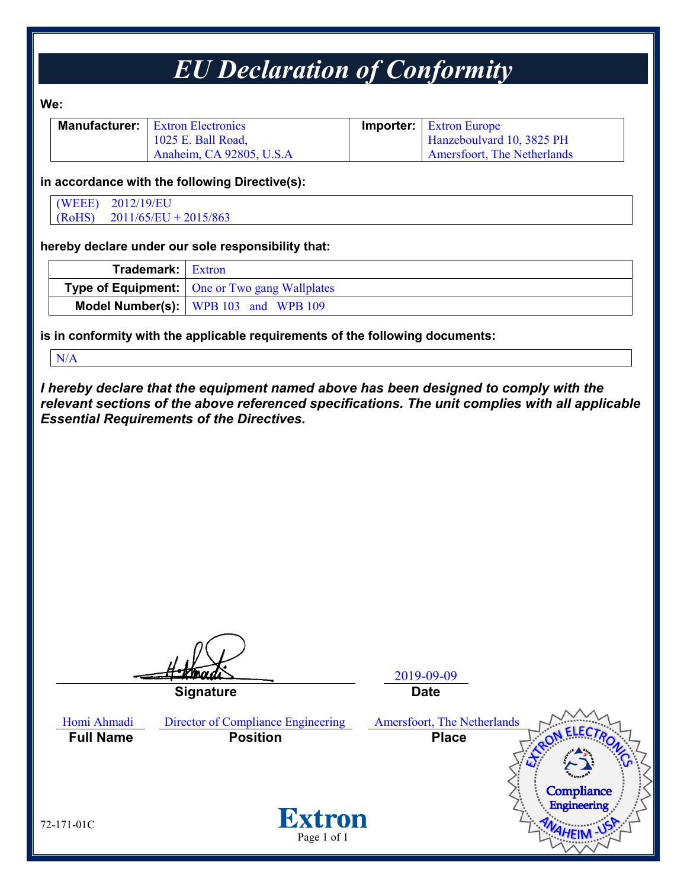# EU Declaration of Conformity

**We:**

| | | | |
|---|---|---|---|
| **Manufacturer:** | Extron Electronics<br>1025 E. Ball Road,<br>Anaheim, CA 92805, U.S.A | **Importer:** | Extron Europe<br>Hanzeboulvard 10, 3825 PH<br>Amersfoort, The Netherlands |

**in accordance with the following Directive(s):**

(WEEE) 2012/19/EU
(RoHS) 2011/65/EU + 2015/863

**hereby declare under our sole responsibility that:**

| | |
|---|---|
| **Trademark:** | Extron |
| **Type of Equipment:** | One or Two gang Wallplates |
| **Model Number(s):** | WPB 103 and WPB 109 |

**is in conformity with the applicable requirements of the following documents:**

N/A

***I hereby declare that the equipment named above has been designed to comply with the relevant sections of the above referenced specifications. The unit complies with all applicable Essential Requirements of the Directives.***

| | |
|---|---|
| **Signature** | **Date**: 2019-09-09 |

| | | |
|---|---|---|
| Homi Ahmadi | Director of Compliance Engineering | Amersfoort, The Netherlands |
| **Full Name** | **Position** | **Place** |

Extron Electronics Compliance Engineering Anaheim - USA

72-171-01C

Extron